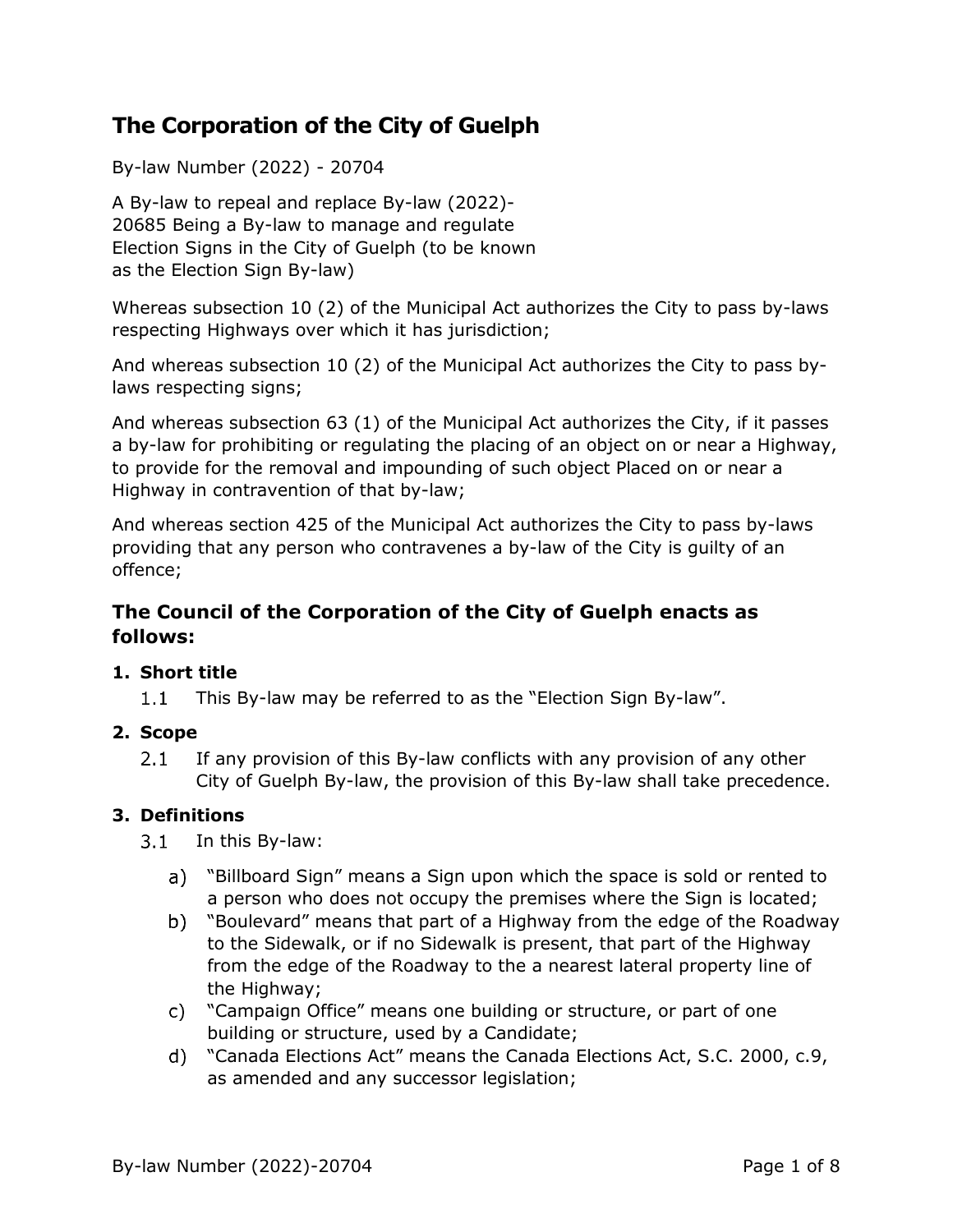# The Corporation of the City of Guelph

By-law Number (2022) - 20704

A By-law to repeal and replace By-law (2022)-20685 Being a By-law to manage and regulate Election Signs in the City of Guelph (to be known as the Election Sign By-law)

Whereas subsection 10 (2) of the Municipal Act authorizes the City to pass by-laws respecting Highways over which it has jurisdiction;

And whereas subsection 10 (2) of the Municipal Act authorizes the City to pass by-laws respecting signs;

And whereas subsection 63 (1) of the Municipal Act authorizes the City, if it passes a by-law for prohibiting or regulating the placing of an object on or near a Highway, to provide for the removal and impounding of such object Placed on or near a Highway in contravention of that by-law;

And whereas section 425 of the Municipal Act authorizes the City to pass by-laws providing that any person who contravenes a by-law of the City is guilty of an offence;

## The Council of the Corporation of the City of Guelph enacts as follows:

### 1. Short title

1.1 This By-law may be referred to as the "Election Sign By-law".

### 2. Scope

2.1 If any provision of this By-law conflicts with any provision of any other City of Guelph By-law, the provision of this By-law shall take precedence.

### 3. Definitions

3.1 In this By-law:

a) "Billboard Sign" means a Sign upon which the space is sold or rented to a person who does not occupy the premises where the Sign is located;

b) "Boulevard" means that part of a Highway from the edge of the Roadway to the Sidewalk, or if no Sidewalk is present, that part of the Highway from the edge of the Roadway to the a nearest lateral property line of the Highway;

c) "Campaign Office" means one building or structure, or part of one building or structure, used by a Candidate;

d) "Canada Elections Act" means the Canada Elections Act, S.C. 2000, c.9, as amended and any successor legislation;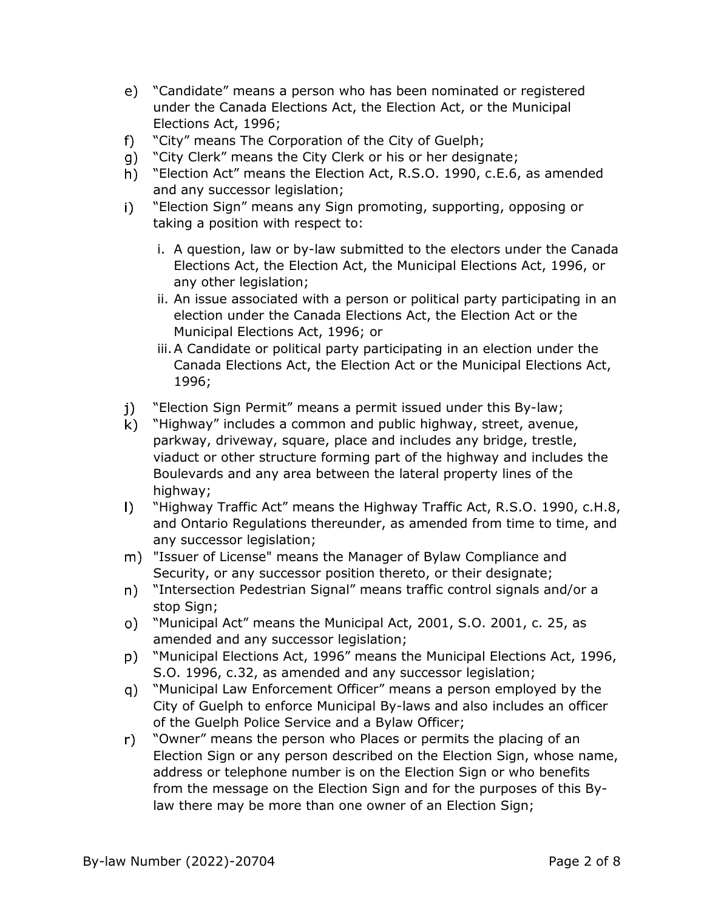e) "Candidate" means a person who has been nominated or registered under the Canada Elections Act, the Election Act, or the Municipal Elections Act, 1996;
f) "City" means The Corporation of the City of Guelph;
g) "City Clerk" means the City Clerk or his or her designate;
h) "Election Act" means the Election Act, R.S.O. 1990, c.E.6, as amended and any successor legislation;
i) "Election Sign" means any Sign promoting, supporting, opposing or taking a position with respect to:
   i. A question, law or by-law submitted to the electors under the Canada Elections Act, the Election Act, the Municipal Elections Act, 1996, or any other legislation;
   ii. An issue associated with a person or political party participating in an election under the Canada Elections Act, the Election Act or the Municipal Elections Act, 1996; or
   iii. A Candidate or political party participating in an election under the Canada Elections Act, the Election Act or the Municipal Elections Act, 1996;
j) "Election Sign Permit" means a permit issued under this By-law;
k) "Highway" includes a common and public highway, street, avenue, parkway, driveway, square, place and includes any bridge, trestle, viaduct or other structure forming part of the highway and includes the Boulevards and any area between the lateral property lines of the highway;
l) "Highway Traffic Act" means the Highway Traffic Act, R.S.O. 1990, c.H.8, and Ontario Regulations thereunder, as amended from time to time, and any successor legislation;
m) "Issuer of License" means the Manager of Bylaw Compliance and Security, or any successor position thereto, or their designate;
n) "Intersection Pedestrian Signal" means traffic control signals and/or a stop Sign;
o) "Municipal Act" means the Municipal Act, 2001, S.O. 2001, c. 25, as amended and any successor legislation;
p) "Municipal Elections Act, 1996" means the Municipal Elections Act, 1996, S.O. 1996, c.32, as amended and any successor legislation;
q) "Municipal Law Enforcement Officer" means a person employed by the City of Guelph to enforce Municipal By-laws and also includes an officer of the Guelph Police Service and a Bylaw Officer;
r) "Owner" means the person who Places or permits the placing of an Election Sign or any person described on the Election Sign, whose name, address or telephone number is on the Election Sign or who benefits from the message on the Election Sign and for the purposes of this By-law there may be more than one owner of an Election Sign;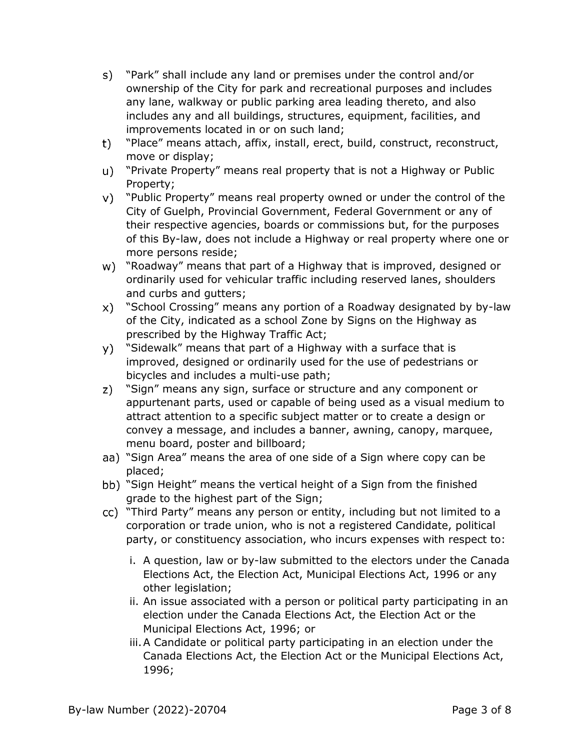s) "Park" shall include any land or premises under the control and/or ownership of the City for park and recreational purposes and includes any lane, walkway or public parking area leading thereto, and also includes any and all buildings, structures, equipment, facilities, and improvements located in or on such land;

t) "Place" means attach, affix, install, erect, build, construct, reconstruct, move or display;

u) "Private Property" means real property that is not a Highway or Public Property;

v) "Public Property" means real property owned or under the control of the City of Guelph, Provincial Government, Federal Government or any of their respective agencies, boards or commissions but, for the purposes of this By-law, does not include a Highway or real property where one or more persons reside;

w) "Roadway" means that part of a Highway that is improved, designed or ordinarily used for vehicular traffic including reserved lanes, shoulders and curbs and gutters;

x) "School Crossing" means any portion of a Roadway designated by by-law of the City, indicated as a school Zone by Signs on the Highway as prescribed by the Highway Traffic Act;

y) "Sidewalk" means that part of a Highway with a surface that is improved, designed or ordinarily used for the use of pedestrians or bicycles and includes a multi-use path;

z) "Sign" means any sign, surface or structure and any component or appurtenant parts, used or capable of being used as a visual medium to attract attention to a specific subject matter or to create a design or convey a message, and includes a banner, awning, canopy, marquee, menu board, poster and billboard;

aa) "Sign Area" means the area of one side of a Sign where copy can be placed;

bb) "Sign Height" means the vertical height of a Sign from the finished grade to the highest part of the Sign;

cc) "Third Party" means any person or entity, including but not limited to a corporation or trade union, who is not a registered Candidate, political party, or constituency association, who incurs expenses with respect to:

   i. A question, law or by-law submitted to the electors under the Canada Elections Act, the Election Act, Municipal Elections Act, 1996 or any other legislation;
   ii. An issue associated with a person or political party participating in an election under the Canada Elections Act, the Election Act or the Municipal Elections Act, 1996; or
   iii. A Candidate or political party participating in an election under the Canada Elections Act, the Election Act or the Municipal Elections Act, 1996;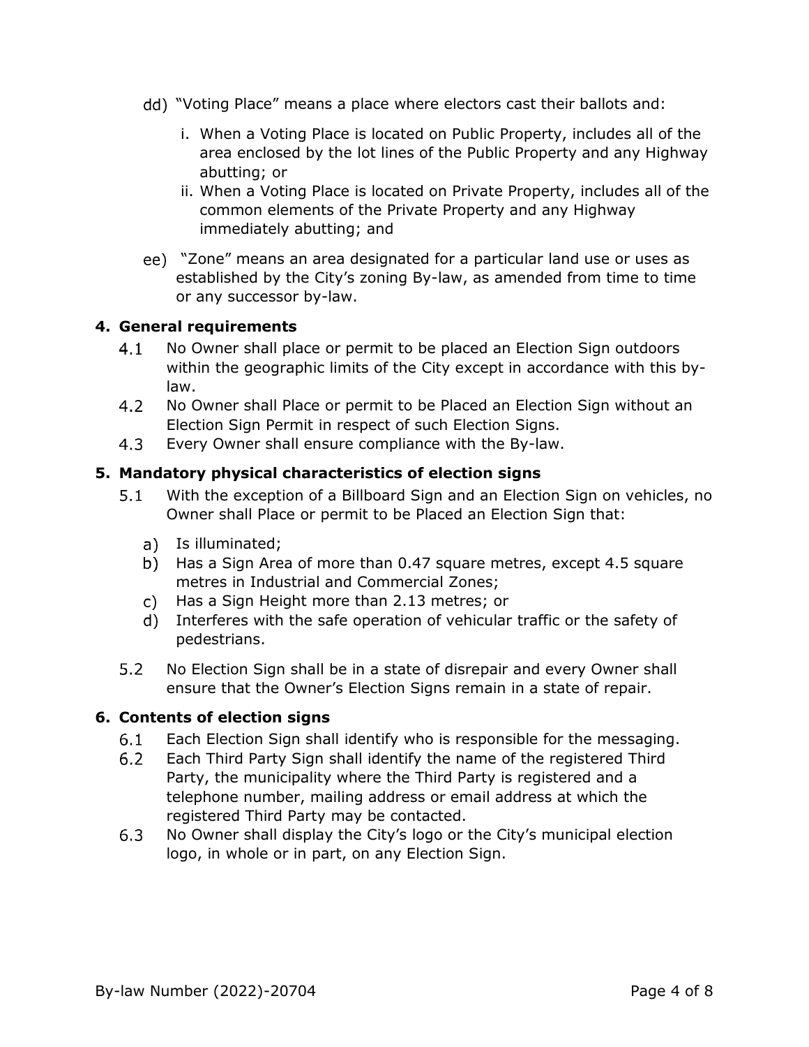dd) "Voting Place" means a place where electors cast their ballots and:

   i. When a Voting Place is located on Public Property, includes all of the area enclosed by the lot lines of the Public Property and any Highway abutting; or
   ii. When a Voting Place is located on Private Property, includes all of the common elements of the Private Property and any Highway immediately abutting; and

ee) "Zone" means an area designated for a particular land use or uses as established by the City's zoning By-law, as amended from time to time or any successor by-law.

## 4. General requirements

4.1 No Owner shall place or permit to be placed an Election Sign outdoors within the geographic limits of the City except in accordance with this by-law.

4.2 No Owner shall Place or permit to be Placed an Election Sign without an Election Sign Permit in respect of such Election Signs.

4.3 Every Owner shall ensure compliance with the By-law.

## 5. Mandatory physical characteristics of election signs

5.1 With the exception of a Billboard Sign and an Election Sign on vehicles, no Owner shall Place or permit to be Placed an Election Sign that:

   a) Is illuminated;
   b) Has a Sign Area of more than 0.47 square metres, except 4.5 square metres in Industrial and Commercial Zones;
   c) Has a Sign Height more than 2.13 metres; or
   d) Interferes with the safe operation of vehicular traffic or the safety of pedestrians.

5.2 No Election Sign shall be in a state of disrepair and every Owner shall ensure that the Owner's Election Signs remain in a state of repair.

## 6. Contents of election signs

6.1 Each Election Sign shall identify who is responsible for the messaging.

6.2 Each Third Party Sign shall identify the name of the registered Third Party, the municipality where the Third Party is registered and a telephone number, mailing address or email address at which the registered Third Party may be contacted.

6.3 No Owner shall display the City's logo or the City's municipal election logo, in whole or in part, on any Election Sign.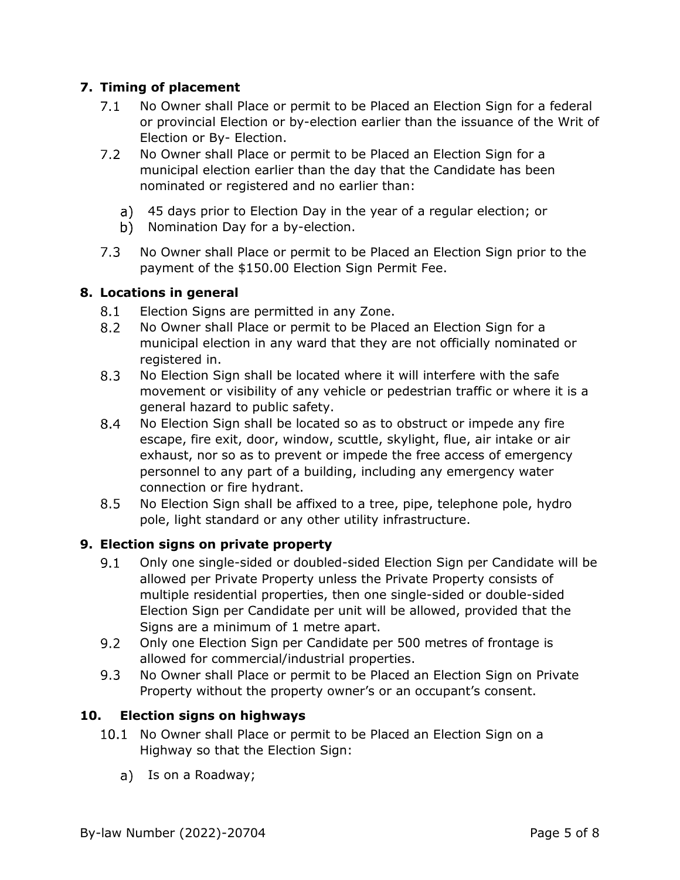## 7. Timing of placement

7.1 No Owner shall Place or permit to be Placed an Election Sign for a federal or provincial Election or by-election earlier than the issuance of the Writ of Election or By- Election.

7.2 No Owner shall Place or permit to be Placed an Election Sign for a municipal election earlier than the day that the Candidate has been nominated or registered and no earlier than:

a) 45 days prior to Election Day in the year of a regular election; or
b) Nomination Day for a by-election.

7.3 No Owner shall Place or permit to be Placed an Election Sign prior to the payment of the $150.00 Election Sign Permit Fee.

## 8. Locations in general

8.1 Election Signs are permitted in any Zone.

8.2 No Owner shall Place or permit to be Placed an Election Sign for a municipal election in any ward that they are not officially nominated or registered in.

8.3 No Election Sign shall be located where it will interfere with the safe movement or visibility of any vehicle or pedestrian traffic or where it is a general hazard to public safety.

8.4 No Election Sign shall be located so as to obstruct or impede any fire escape, fire exit, door, window, scuttle, skylight, flue, air intake or air exhaust, nor so as to prevent or impede the free access of emergency personnel to any part of a building, including any emergency water connection or fire hydrant.

8.5 No Election Sign shall be affixed to a tree, pipe, telephone pole, hydro pole, light standard or any other utility infrastructure.

## 9. Election signs on private property

9.1 Only one single-sided or doubled-sided Election Sign per Candidate will be allowed per Private Property unless the Private Property consists of multiple residential properties, then one single-sided or double-sided Election Sign per Candidate per unit will be allowed, provided that the Signs are a minimum of 1 metre apart.

9.2 Only one Election Sign per Candidate per 500 metres of frontage is allowed for commercial/industrial properties.

9.3 No Owner shall Place or permit to be Placed an Election Sign on Private Property without the property owner's or an occupant's consent.

## 10. Election signs on highways

10.1 No Owner shall Place or permit to be Placed an Election Sign on a Highway so that the Election Sign:

a) Is on a Roadway;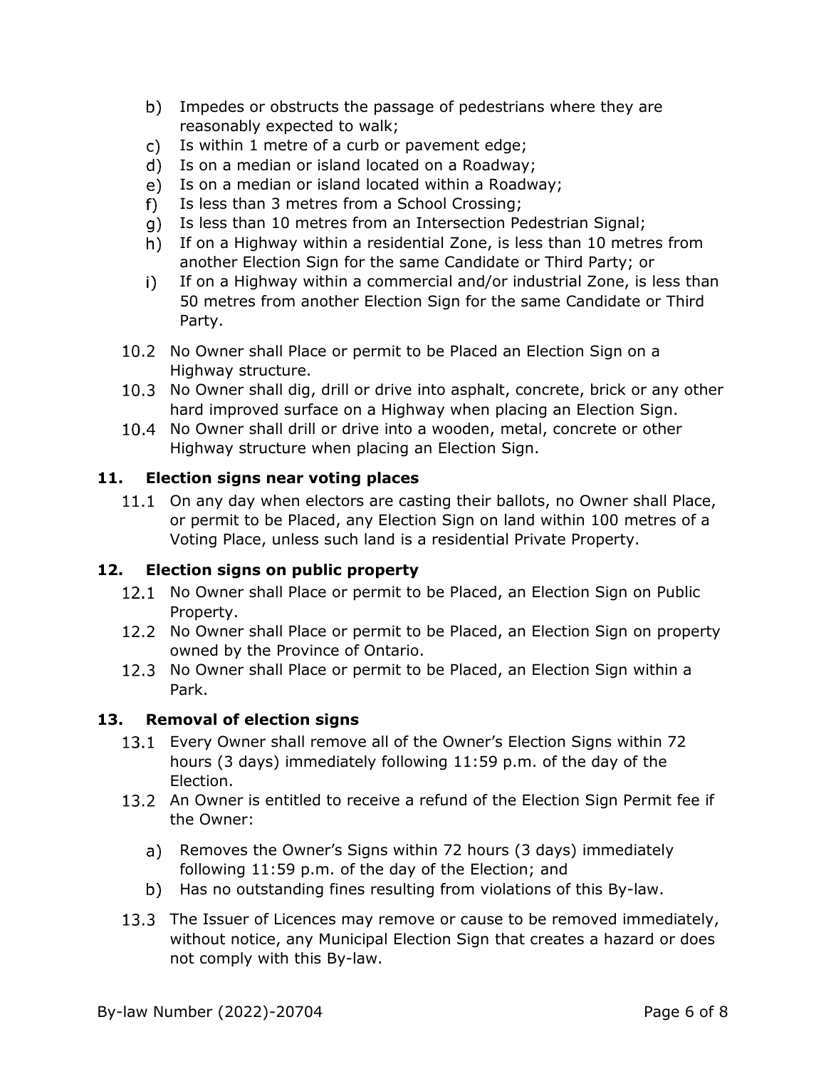b) Impedes or obstructs the passage of pedestrians where they are reasonably expected to walk;
c) Is within 1 metre of a curb or pavement edge;
d) Is on a median or island located on a Roadway;
e) Is on a median or island located within a Roadway;
f) Is less than 3 metres from a School Crossing;
g) Is less than 10 metres from an Intersection Pedestrian Signal;
h) If on a Highway within a residential Zone, is less than 10 metres from another Election Sign for the same Candidate or Third Party; or
i) If on a Highway within a commercial and/or industrial Zone, is less than 50 metres from another Election Sign for the same Candidate or Third Party.

10.2 No Owner shall Place or permit to be Placed an Election Sign on a Highway structure.

10.3 No Owner shall dig, drill or drive into asphalt, concrete, brick or any other hard improved surface on a Highway when placing an Election Sign.

10.4 No Owner shall drill or drive into a wooden, metal, concrete or other Highway structure when placing an Election Sign.

## 11. Election signs near voting places

11.1 On any day when electors are casting their ballots, no Owner shall Place, or permit to be Placed, any Election Sign on land within 100 metres of a Voting Place, unless such land is a residential Private Property.

## 12. Election signs on public property

12.1 No Owner shall Place or permit to be Placed, an Election Sign on Public Property.

12.2 No Owner shall Place or permit to be Placed, an Election Sign on property owned by the Province of Ontario.

12.3 No Owner shall Place or permit to be Placed, an Election Sign within a Park.

## 13. Removal of election signs

13.1 Every Owner shall remove all of the Owner's Election Signs within 72 hours (3 days) immediately following 11:59 p.m. of the day of the Election.

13.2 An Owner is entitled to receive a refund of the Election Sign Permit fee if the Owner:

a) Removes the Owner's Signs within 72 hours (3 days) immediately following 11:59 p.m. of the day of the Election; and
b) Has no outstanding fines resulting from violations of this By-law.

13.3 The Issuer of Licences may remove or cause to be removed immediately, without notice, any Municipal Election Sign that creates a hazard or does not comply with this By-law.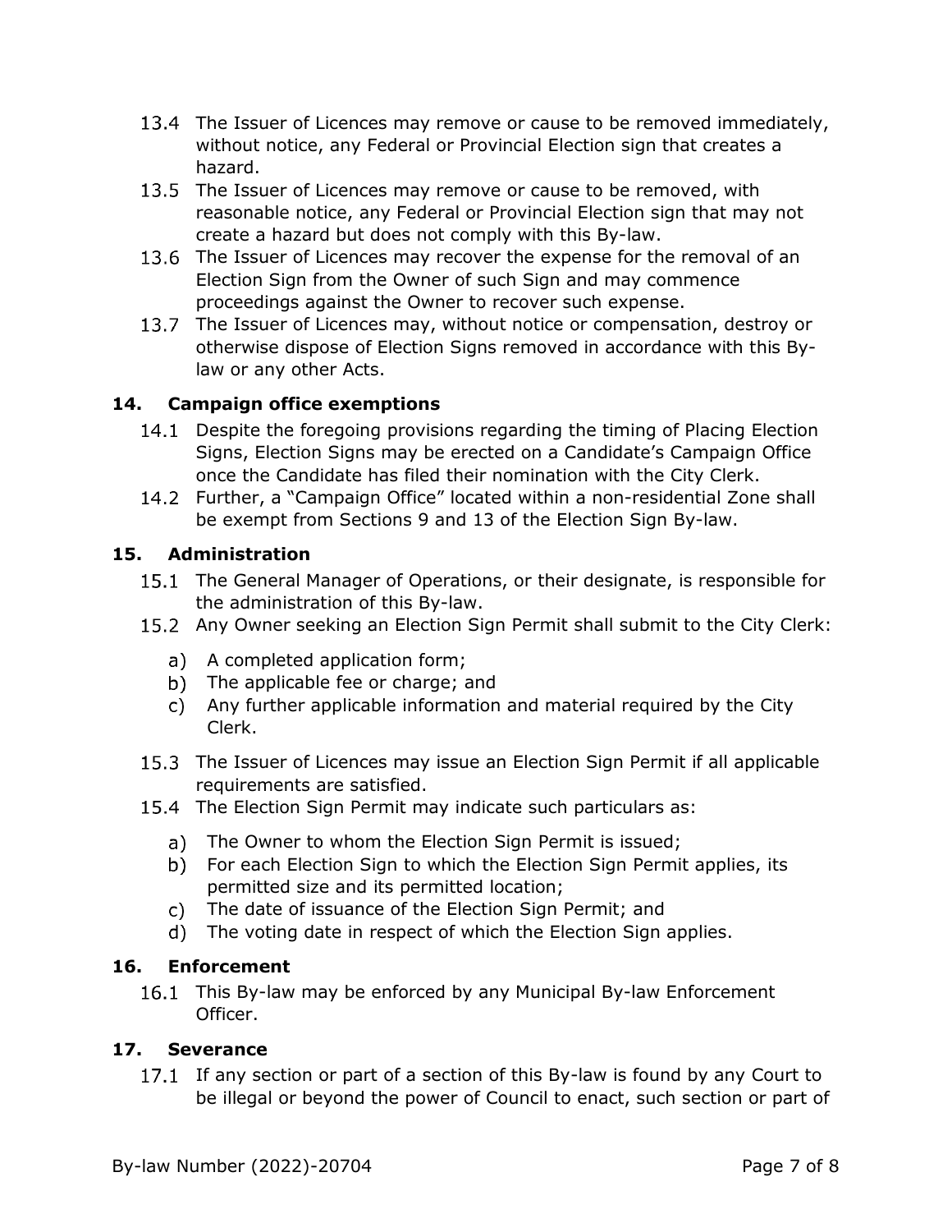13.4 The Issuer of Licences may remove or cause to be removed immediately, without notice, any Federal or Provincial Election sign that creates a hazard.

13.5 The Issuer of Licences may remove or cause to be removed, with reasonable notice, any Federal or Provincial Election sign that may not create a hazard but does not comply with this By-law.

13.6 The Issuer of Licences may recover the expense for the removal of an Election Sign from the Owner of such Sign and may commence proceedings against the Owner to recover such expense.

13.7 The Issuer of Licences may, without notice or compensation, destroy or otherwise dispose of Election Signs removed in accordance with this By-law or any other Acts.

## 14. Campaign office exemptions

14.1 Despite the foregoing provisions regarding the timing of Placing Election Signs, Election Signs may be erected on a Candidate's Campaign Office once the Candidate has filed their nomination with the City Clerk.

14.2 Further, a "Campaign Office" located within a non-residential Zone shall be exempt from Sections 9 and 13 of the Election Sign By-law.

## 15. Administration

15.1 The General Manager of Operations, or their designate, is responsible for the administration of this By-law.

15.2 Any Owner seeking an Election Sign Permit shall submit to the City Clerk:

a) A completed application form;
b) The applicable fee or charge; and
c) Any further applicable information and material required by the City Clerk.

15.3 The Issuer of Licences may issue an Election Sign Permit if all applicable requirements are satisfied.

15.4 The Election Sign Permit may indicate such particulars as:

a) The Owner to whom the Election Sign Permit is issued;
b) For each Election Sign to which the Election Sign Permit applies, its permitted size and its permitted location;
c) The date of issuance of the Election Sign Permit; and
d) The voting date in respect of which the Election Sign applies.

## 16. Enforcement

16.1 This By-law may be enforced by any Municipal By-law Enforcement Officer.

## 17. Severance

17.1 If any section or part of a section of this By-law is found by any Court to be illegal or beyond the power of Council to enact, such section or part of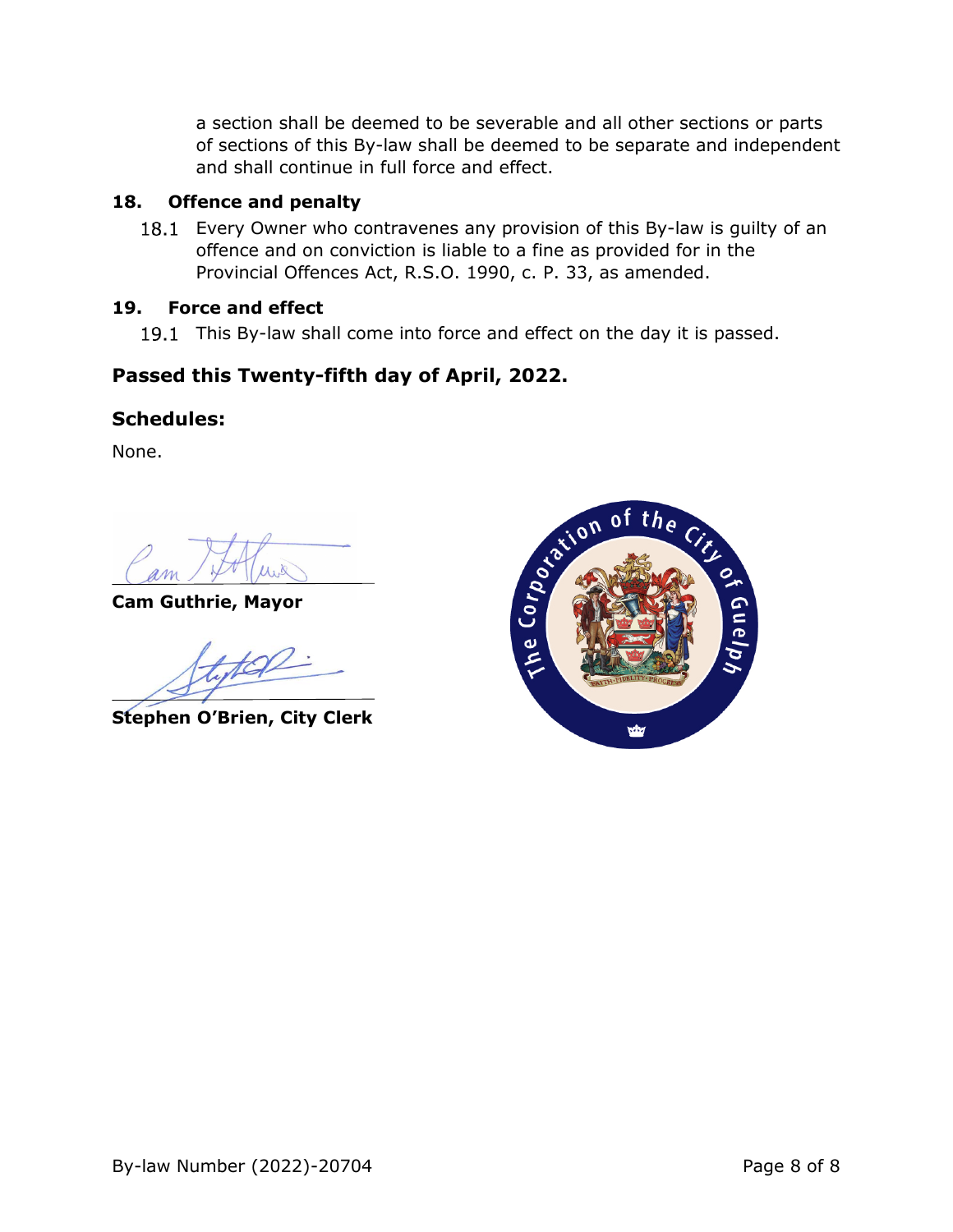a section shall be deemed to be severable and all other sections or parts of sections of this By-law shall be deemed to be separate and independent and shall continue in full force and effect.

## 18. Offence and penalty

18.1 Every Owner who contravenes any provision of this By-law is guilty of an offence and on conviction is liable to a fine as provided for in the Provincial Offences Act, R.S.O. 1990, c. P. 33, as amended.

## 19. Force and effect

19.1 This By-law shall come into force and effect on the day it is passed.

**Passed this Twenty-fifth day of April, 2022.**

## Schedules:

None.

**Cam Guthrie, Mayor**

**Stephen O'Brien, City Clerk**

The Corporation of the City of Guelph

FAITH · FIDELITY · PROGRESS